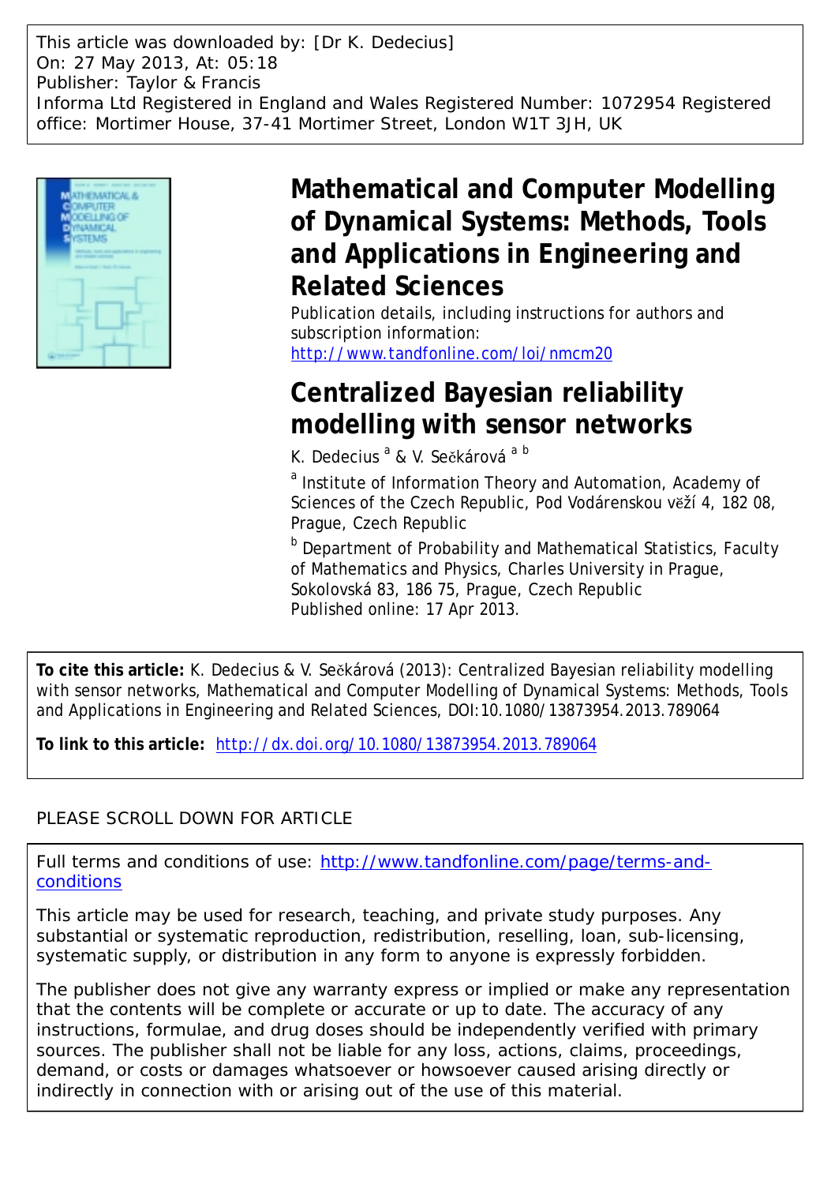This article was downloaded by: [Dr K. Dedecius]
On: 27 May 2013, At: 05:18
Publisher: Taylor & Francis
Informa Ltd Registered in England and Wales Registered Number: 1072954 Registered office: Mortimer House, 37-41 Mortimer Street, London W1T 3JH, UK

# Mathematical and Computer Modelling of Dynamical Systems: Methods, Tools and Applications in Engineering and Related Sciences

Publication details, including instructions for authors and subscription information:
http://www.tandfonline.com/loi/nmcm20

# Centralized Bayesian reliability modelling with sensor networks

K. Dedecius [a] & V. Sečkárová [a b]

[a] Institute of Information Theory and Automation, Academy of Sciences of the Czech Republic, Pod Vodárenskou věží 4, 182 08, Prague, Czech Republic

[b] Department of Probability and Mathematical Statistics, Faculty of Mathematics and Physics, Charles University in Prague, Sokolovská 83, 186 75, Prague, Czech Republic

Published online: 17 Apr 2013.

**To cite this article:** K. Dedecius & V. Sečkárová (2013): Centralized Bayesian reliability modelling with sensor networks, Mathematical and Computer Modelling of Dynamical Systems: Methods, Tools and Applications in Engineering and Related Sciences, DOI:10.1080/13873954.2013.789064

**To link to this article:** http://dx.doi.org/10.1080/13873954.2013.789064

PLEASE SCROLL DOWN FOR ARTICLE

Full terms and conditions of use: http://www.tandfonline.com/page/terms-and-conditions

This article may be used for research, teaching, and private study purposes. Any substantial or systematic reproduction, redistribution, reselling, loan, sub-licensing, systematic supply, or distribution in any form to anyone is expressly forbidden.

The publisher does not give any warranty express or implied or make any representation that the contents will be complete or accurate or up to date. The accuracy of any instructions, formulae, and drug doses should be independently verified with primary sources. The publisher shall not be liable for any loss, actions, claims, proceedings, demand, or costs or damages whatsoever or howsoever caused arising directly or indirectly in connection with or arising out of the use of this material.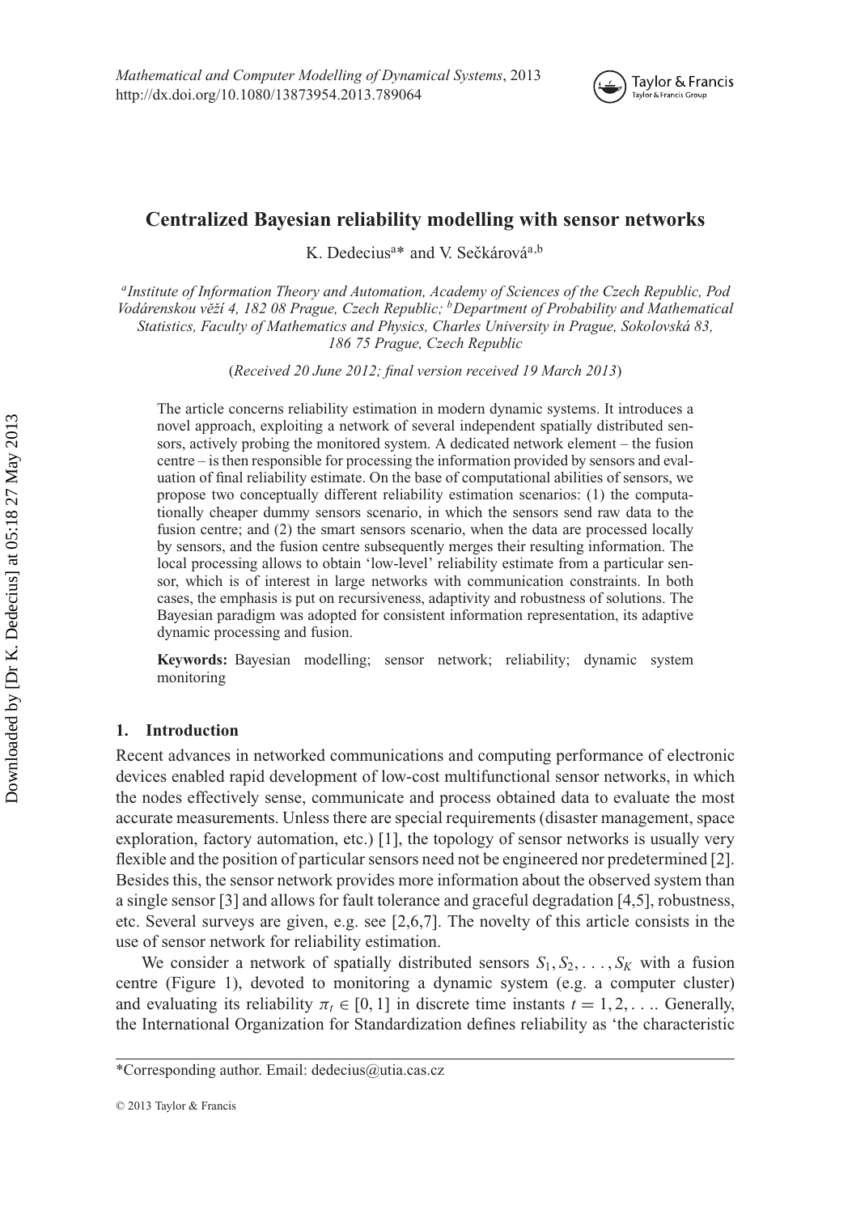# Centralized Bayesian reliability modelling with sensor networks

K. Dedecius[a]* and V. Sečkárová[a,b]

[a]*Institute of Information Theory and Automation, Academy of Sciences of the Czech Republic, Pod Vodárenskou věží 4, 182 08 Prague, Czech Republic;* [b]*Department of Probability and Mathematical Statistics, Faculty of Mathematics and Physics, Charles University in Prague, Sokolovská 83, 186 75 Prague, Czech Republic*

(*Received 20 June 2012; final version received 19 March 2013*)

The article concerns reliability estimation in modern dynamic systems. It introduces a novel approach, exploiting a network of several independent spatially distributed sensors, actively probing the monitored system. A dedicated network element – the fusion centre – is then responsible for processing the information provided by sensors and evaluation of final reliability estimate. On the base of computational abilities of sensors, we propose two conceptually different reliability estimation scenarios: (1) the computationally cheaper dummy sensors scenario, in which the sensors send raw data to the fusion centre; and (2) the smart sensors scenario, when the data are processed locally by sensors, and the fusion centre subsequently merges their resulting information. The local processing allows to obtain 'low-level' reliability estimate from a particular sensor, which is of interest in large networks with communication constraints. In both cases, the emphasis is put on recursiveness, adaptivity and robustness of solutions. The Bayesian paradigm was adopted for consistent information representation, its adaptive dynamic processing and fusion.

**Keywords:** Bayesian modelling; sensor network; reliability; dynamic system monitoring

## 1. Introduction

Recent advances in networked communications and computing performance of electronic devices enabled rapid development of low-cost multifunctional sensor networks, in which the nodes effectively sense, communicate and process obtained data to evaluate the most accurate measurements. Unless there are special requirements (disaster management, space exploration, factory automation, etc.) [1], the topology of sensor networks is usually very flexible and the position of particular sensors need not be engineered nor predetermined [2]. Besides this, the sensor network provides more information about the observed system than a single sensor [3] and allows for fault tolerance and graceful degradation [4,5], robustness, etc. Several surveys are given, e.g. see [2,6,7]. The novelty of this article consists in the use of sensor network for reliability estimation.

We consider a network of spatially distributed sensors $S_1, S_2, \ldots, S_K$ with a fusion centre (Figure 1), devoted to monitoring a dynamic system (e.g. a computer cluster) and evaluating its reliability $\pi_t \in [0, 1]$ in discrete time instants $t = 1, 2, \ldots$. Generally, the International Organization for Standardization defines reliability as 'the characteristic

*Corresponding author. Email: dedecius@utia.cas.cz

© 2013 Taylor & Francis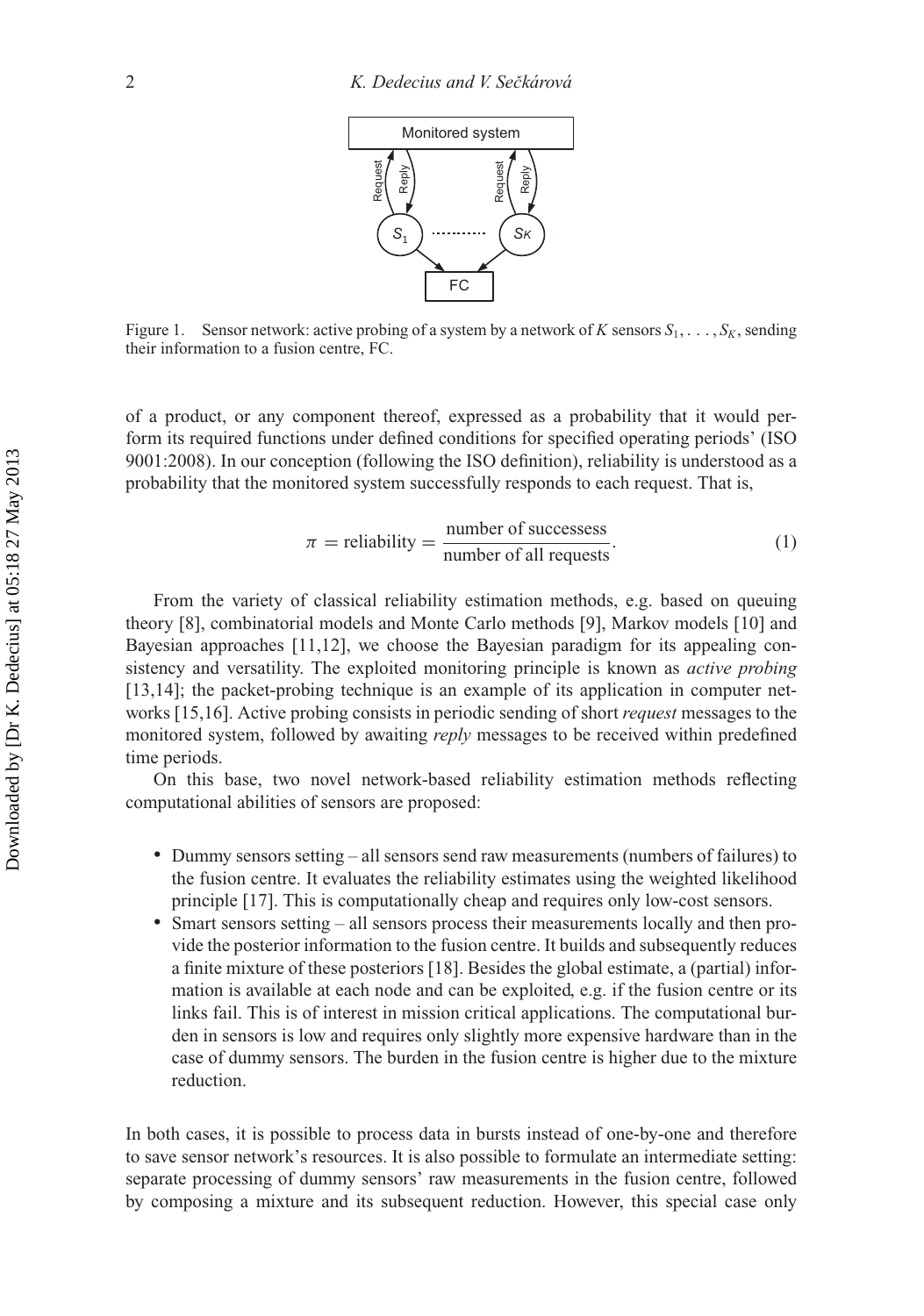Figure 1. Sensor network: active probing of a system by a network of $K$ sensors $S_1, \ldots, S_K$, sending their information to a fusion centre, FC.

of a product, or any component thereof, expressed as a probability that it would perform its required functions under defined conditions for specified operating periods' (ISO 9001:2008). In our conception (following the ISO definition), reliability is understood as a probability that the monitored system successfully responds to each request. That is,

$$\pi = \text{reliability} = \frac{\text{number of successess}}{\text{number of all requests}}. \tag{1}$$

From the variety of classical reliability estimation methods, e.g. based on queuing theory [8], combinatorial models and Monte Carlo methods [9], Markov models [10] and Bayesian approaches [11,12], we choose the Bayesian paradigm for its appealing consistency and versatility. The exploited monitoring principle is known as *active probing* [13,14]; the packet-probing technique is an example of its application in computer networks [15,16]. Active probing consists in periodic sending of short *request* messages to the monitored system, followed by awaiting *reply* messages to be received within predefined time periods.

On this base, two novel network-based reliability estimation methods reflecting computational abilities of sensors are proposed:

- Dummy sensors setting – all sensors send raw measurements (numbers of failures) to the fusion centre. It evaluates the reliability estimates using the weighted likelihood principle [17]. This is computationally cheap and requires only low-cost sensors.
- Smart sensors setting – all sensors process their measurements locally and then provide the posterior information to the fusion centre. It builds and subsequently reduces a finite mixture of these posteriors [18]. Besides the global estimate, a (partial) information is available at each node and can be exploited, e.g. if the fusion centre or its links fail. This is of interest in mission critical applications. The computational burden in sensors is low and requires only slightly more expensive hardware than in the case of dummy sensors. The burden in the fusion centre is higher due to the mixture reduction.

In both cases, it is possible to process data in bursts instead of one-by-one and therefore to save sensor network's resources. It is also possible to formulate an intermediate setting: separate processing of dummy sensors' raw measurements in the fusion centre, followed by composing a mixture and its subsequent reduction. However, this special case only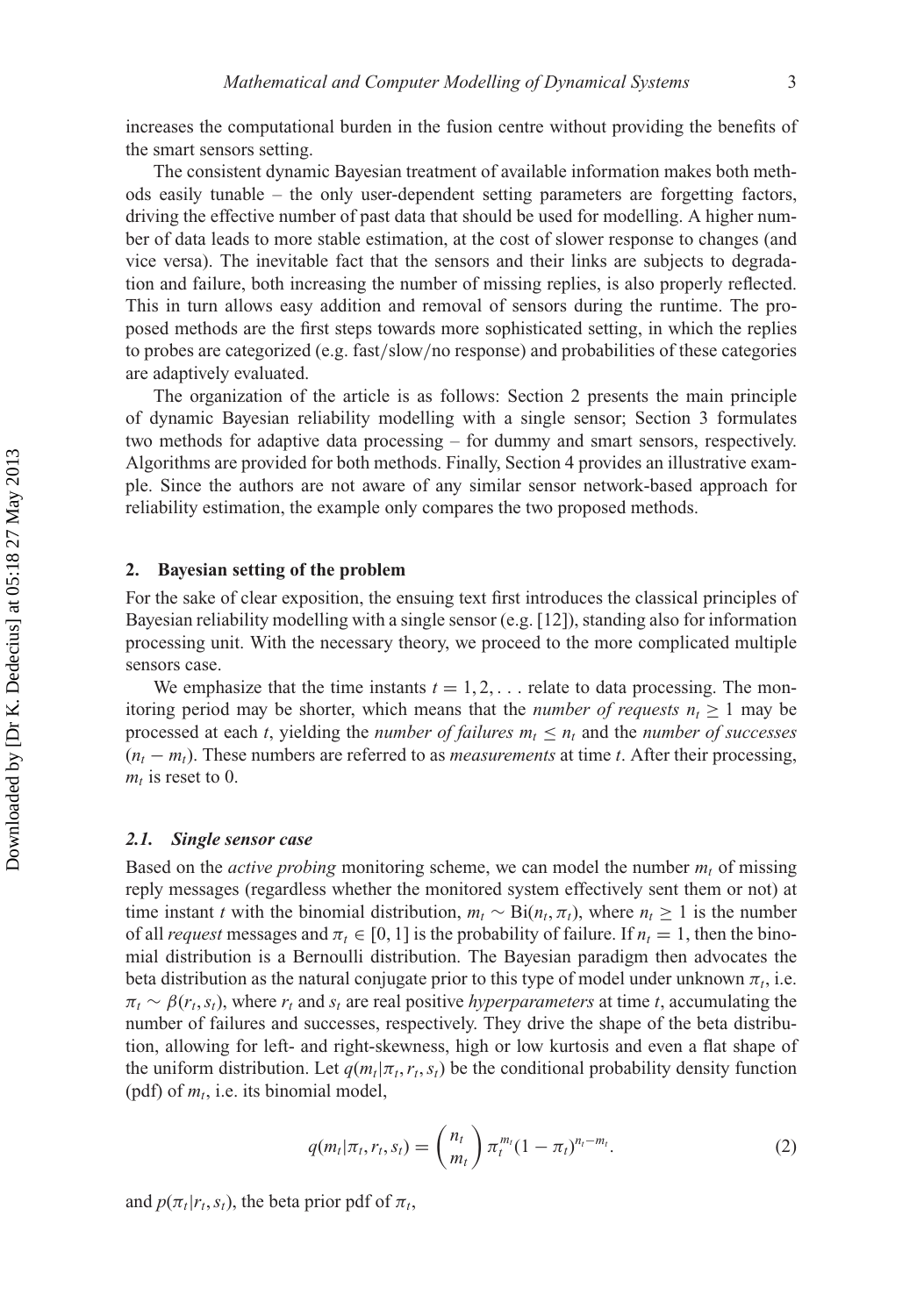increases the computational burden in the fusion centre without providing the benefits of the smart sensors setting.

The consistent dynamic Bayesian treatment of available information makes both methods easily tunable – the only user-dependent setting parameters are forgetting factors, driving the effective number of past data that should be used for modelling. A higher number of data leads to more stable estimation, at the cost of slower response to changes (and vice versa). The inevitable fact that the sensors and their links are subjects to degradation and failure, both increasing the number of missing replies, is also properly reflected. This in turn allows easy addition and removal of sensors during the runtime. The proposed methods are the first steps towards more sophisticated setting, in which the replies to probes are categorized (e.g. fast/slow/no response) and probabilities of these categories are adaptively evaluated.

The organization of the article is as follows: Section 2 presents the main principle of dynamic Bayesian reliability modelling with a single sensor; Section 3 formulates two methods for adaptive data processing – for dummy and smart sensors, respectively. Algorithms are provided for both methods. Finally, Section 4 provides an illustrative example. Since the authors are not aware of any similar sensor network-based approach for reliability estimation, the example only compares the two proposed methods.

## 2. Bayesian setting of the problem

For the sake of clear exposition, the ensuing text first introduces the classical principles of Bayesian reliability modelling with a single sensor (e.g. [12]), standing also for information processing unit. With the necessary theory, we proceed to the more complicated multiple sensors case.

We emphasize that the time instants $t = 1, 2, \ldots$ relate to data processing. The monitoring period may be shorter, which means that the *number of requests* $n_t \geq 1$ may be processed at each $t$, yielding the *number of failures* $m_t \leq n_t$ and the *number of successes* $(n_t - m_t)$. These numbers are referred to as *measurements* at time $t$. After their processing, $m_t$ is reset to 0.

### 2.1. Single sensor case

Based on the *active probing* monitoring scheme, we can model the number $m_t$ of missing reply messages (regardless whether the monitored system effectively sent them or not) at time instant $t$ with the binomial distribution, $m_t \sim \text{Bi}(n_t, \pi_t)$, where $n_t \geq 1$ is the number of all *request* messages and $\pi_t \in [0, 1]$ is the probability of failure. If $n_t = 1$, then the binomial distribution is a Bernoulli distribution. The Bayesian paradigm then advocates the beta distribution as the natural conjugate prior to this type of model under unknown $\pi_t$, i.e. $\pi_t \sim \beta(r_t, s_t)$, where $r_t$ and $s_t$ are real positive *hyperparameters* at time $t$, accumulating the number of failures and successes, respectively. They drive the shape of the beta distribution, allowing for left- and right-skewness, high or low kurtosis and even a flat shape of the uniform distribution. Let $q(m_t|\pi_t, r_t, s_t)$ be the conditional probability density function (pdf) of $m_t$, i.e. its binomial model,

$$q(m_t|\pi_t, r_t, s_t) = \binom{n_t}{m_t} \pi_t^{m_t}(1 - \pi_t)^{n_t - m_t}. \tag{2}$$

and $p(\pi_t|r_t, s_t)$, the beta prior pdf of $\pi_t$,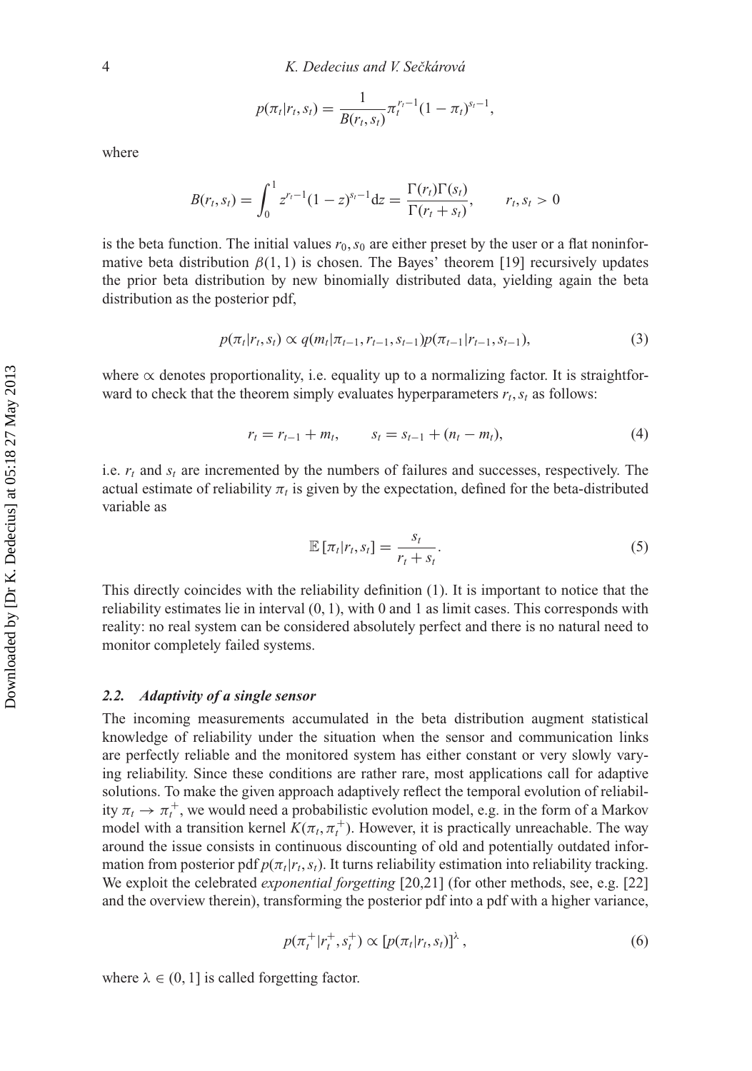$$p(\pi_t|r_t, s_t) = \frac{1}{B(r_t, s_t)} \pi_t^{r_t - 1}(1 - \pi_t)^{s_t - 1},$$

where

$$B(r_t, s_t) = \int_0^1 z^{r_t - 1}(1 - z)^{s_t - 1} \mathrm{d}z = \frac{\Gamma(r_t)\Gamma(s_t)}{\Gamma(r_t + s_t)}, \qquad r_t, s_t > 0$$

is the beta function. The initial values $r_0, s_0$ are either preset by the user or a flat noninformative beta distribution $\beta(1, 1)$ is chosen. The Bayes' theorem [19] recursively updates the prior beta distribution by new binomially distributed data, yielding again the beta distribution as the posterior pdf,

$$p(\pi_t|r_t, s_t) \propto q(m_t|\pi_{t-1}, r_{t-1}, s_{t-1}) p(\pi_{t-1}|r_{t-1}, s_{t-1}), \tag{3}$$

where $\propto$ denotes proportionality, i.e. equality up to a normalizing factor. It is straightforward to check that the theorem simply evaluates hyperparameters $r_t, s_t$ as follows:

$$r_t = r_{t-1} + m_t, \qquad s_t = s_{t-1} + (n_t - m_t), \tag{4}$$

i.e. $r_t$ and $s_t$ are incremented by the numbers of failures and successes, respectively. The actual estimate of reliability $\pi_t$ is given by the expectation, defined for the beta-distributed variable as

$$\mathbb{E}\left[\pi_t|r_t, s_t\right] = \frac{s_t}{r_t + s_t}. \tag{5}$$

This directly coincides with the reliability definition (1). It is important to notice that the reliability estimates lie in interval $(0, 1)$, with 0 and 1 as limit cases. This corresponds with reality: no real system can be considered absolutely perfect and there is no natural need to monitor completely failed systems.

### *2.2. Adaptivity of a single sensor*

The incoming measurements accumulated in the beta distribution augment statistical knowledge of reliability under the situation when the sensor and communication links are perfectly reliable and the monitored system has either constant or very slowly varying reliability. Since these conditions are rather rare, most applications call for adaptive solutions. To make the given approach adaptively reflect the temporal evolution of reliability $\pi_t \rightarrow \pi_t^+$, we would need a probabilistic evolution model, e.g. in the form of a Markov model with a transition kernel $K(\pi_t, \pi_t^+)$. However, it is practically unreachable. The way around the issue consists in continuous discounting of old and potentially outdated information from posterior pdf $p(\pi_t|r_t, s_t)$. It turns reliability estimation into reliability tracking. We exploit the celebrated *exponential forgetting* [20,21] (for other methods, see, e.g. [22] and the overview therein), transforming the posterior pdf into a pdf with a higher variance,

$$p(\pi_t^+|r_t^+, s_t^+) \propto \left[p(\pi_t|r_t, s_t)\right]^\lambda, \tag{6}$$

where $\lambda \in (0, 1]$ is called forgetting factor.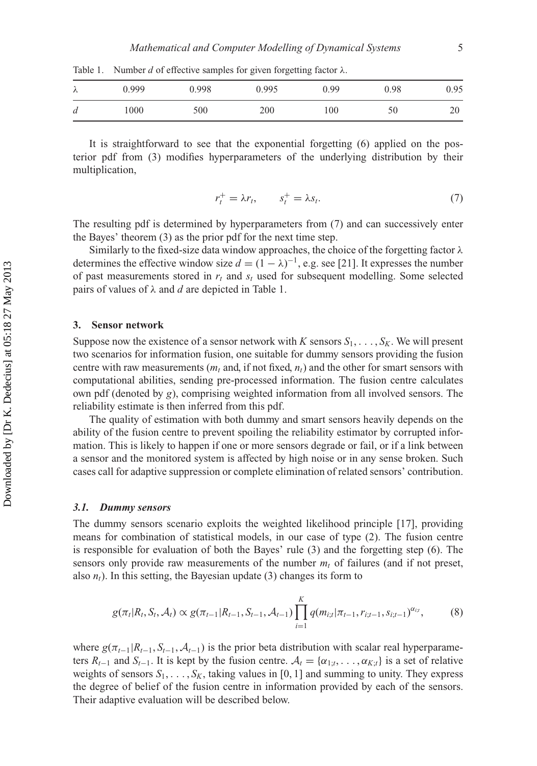Table 1. Number $d$ of effective samples for given forgetting factor $\lambda$.

| $\lambda$ | 0.999 | 0.998 | 0.995 | 0.99 | 0.98 | 0.95 |
|---|---|---|---|---|---|---|
| $d$ | 1000 | 500 | 200 | 100 | 50 | 20 |

It is straightforward to see that the exponential forgetting (6) applied on the posterior pdf from (3) modifies hyperparameters of the underlying distribution by their multiplication,

$$r_t^+ = \lambda r_t, \qquad s_t^+ = \lambda s_t. \tag{7}$$

The resulting pdf is determined by hyperparameters from (7) and can successively enter the Bayes' theorem (3) as the prior pdf for the next time step.

Similarly to the fixed-size data window approaches, the choice of the forgetting factor $\lambda$ determines the effective window size $d = (1 - \lambda)^{-1}$, e.g. see [21]. It expresses the number of past measurements stored in $r_t$ and $s_t$ used for subsequent modelling. Some selected pairs of values of $\lambda$ and $d$ are depicted in Table 1.

## 3. Sensor network

Suppose now the existence of a sensor network with $K$ sensors $S_1, \ldots, S_K$. We will present two scenarios for information fusion, one suitable for dummy sensors providing the fusion centre with raw measurements ($m_t$ and, if not fixed, $n_t$) and the other for smart sensors with computational abilities, sending pre-processed information. The fusion centre calculates own pdf (denoted by $g$), comprising weighted information from all involved sensors. The reliability estimate is then inferred from this pdf.

The quality of estimation with both dummy and smart sensors heavily depends on the ability of the fusion centre to prevent spoiling the reliability estimator by corrupted information. This is likely to happen if one or more sensors degrade or fail, or if a link between a sensor and the monitored system is affected by high noise or in any sense broken. Such cases call for adaptive suppression or complete elimination of related sensors' contribution.

### *3.1. Dummy sensors*

The dummy sensors scenario exploits the weighted likelihood principle [17], providing means for combination of statistical models, in our case of type (2). The fusion centre is responsible for evaluation of both the Bayes' rule (3) and the forgetting step (6). The sensors only provide raw measurements of the number $m_t$ of failures (and if not preset, also $n_t$). In this setting, the Bayesian update (3) changes its form to

$$g(\pi_t | R_t, S_t, \mathcal{A}_t) \propto g(\pi_{t-1} | R_{t-1}, S_{t-1}, \mathcal{A}_{t-1}) \prod_{i=1}^{K} q(m_{i;t} | \pi_{t-1}, r_{i;t-1}, s_{i;t-1})^{\alpha_{i;t}}, \tag{8}$$

where $g(\pi_{t-1} | R_{t-1}, S_{t-1}, \mathcal{A}_{t-1})$ is the prior beta distribution with scalar real hyperparameters $R_{t-1}$ and $S_{t-1}$. It is kept by the fusion centre. $\mathcal{A}_t = \{\alpha_{1;t}, \ldots, \alpha_{K;t}\}$ is a set of relative weights of sensors $S_1, \ldots, S_K$, taking values in $[0, 1]$ and summing to unity. They express the degree of belief of the fusion centre in information provided by each of the sensors. Their adaptive evaluation will be described below.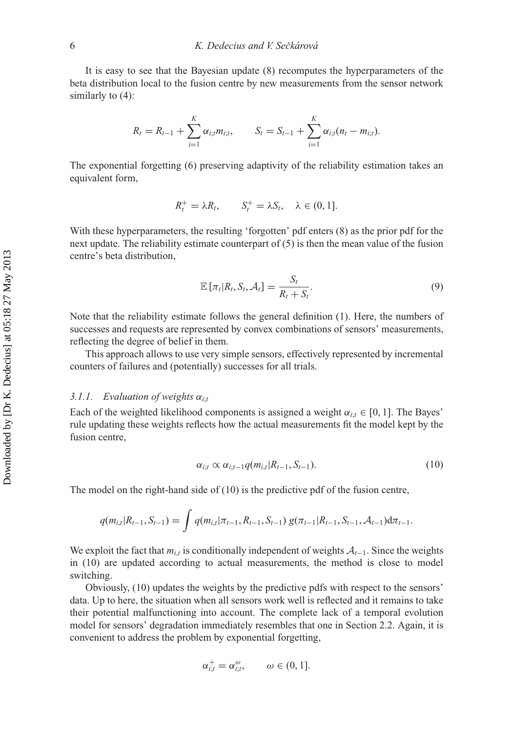It is easy to see that the Bayesian update (8) recomputes the hyperparameters of the beta distribution local to the fusion centre by new measurements from the sensor network similarly to (4):

$$R_t = R_{t-1} + \sum_{i=1}^{K} \alpha_{i;t} m_{i;t}, \qquad S_t = S_{t-1} + \sum_{i=1}^{K} \alpha_{i;t}(n_t - m_{i;t}).$$

The exponential forgetting (6) preserving adaptivity of the reliability estimation takes an equivalent form,

$$R_t^+ = \lambda R_t, \qquad S_t^+ = \lambda S_t, \quad \lambda \in (0, 1].$$

With these hyperparameters, the resulting 'forgotten' pdf enters (8) as the prior pdf for the next update. The reliability estimate counterpart of (5) is then the mean value of the fusion centre's beta distribution,

$$\mathbb{E}\left[\pi_t | R_t, S_t, \mathcal{A}_t\right] = \frac{S_t}{R_t + S_t}. \tag{9}$$

Note that the reliability estimate follows the general definition (1). Here, the numbers of successes and requests are represented by convex combinations of sensors' measurements, reflecting the degree of belief in them.

This approach allows to use very simple sensors, effectively represented by incremental counters of failures and (potentially) successes for all trials.

#### 3.1.1. Evaluation of weights $\alpha_{i;t}$

Each of the weighted likelihood components is assigned a weight $\alpha_{i;t} \in [0, 1]$. The Bayes' rule updating these weights reflects how the actual measurements fit the model kept by the fusion centre,

$$\alpha_{i;t} \propto \alpha_{i;t-1} q(m_{i,t} | R_{t-1}, S_{t-1}). \tag{10}$$

The model on the right-hand side of (10) is the predictive pdf of the fusion centre,

$$q(m_{i,t} | R_{t-1}, S_{t-1}) = \int q(m_{i,t} | \pi_{t-1}, R_{t-1}, S_{t-1})\, g(\pi_{t-1} | R_{t-1}, S_{t-1}, \mathcal{A}_{t-1}) \mathrm{d}\pi_{t-1}.$$

We exploit the fact that $m_{i,t}$ is conditionally independent of weights $\mathcal{A}_{t-1}$. Since the weights in (10) are updated according to actual measurements, the method is close to model switching.

Obviously, (10) updates the weights by the predictive pdfs with respect to the sensors' data. Up to here, the situation when all sensors work well is reflected and it remains to take their potential malfunctioning into account. The complete lack of a temporal evolution model for sensors' degradation immediately resembles that one in Section 2.2. Again, it is convenient to address the problem by exponential forgetting,

$$\alpha_{i;t}^+ = \alpha_{i;t}^{\omega}, \qquad \omega \in (0, 1].$$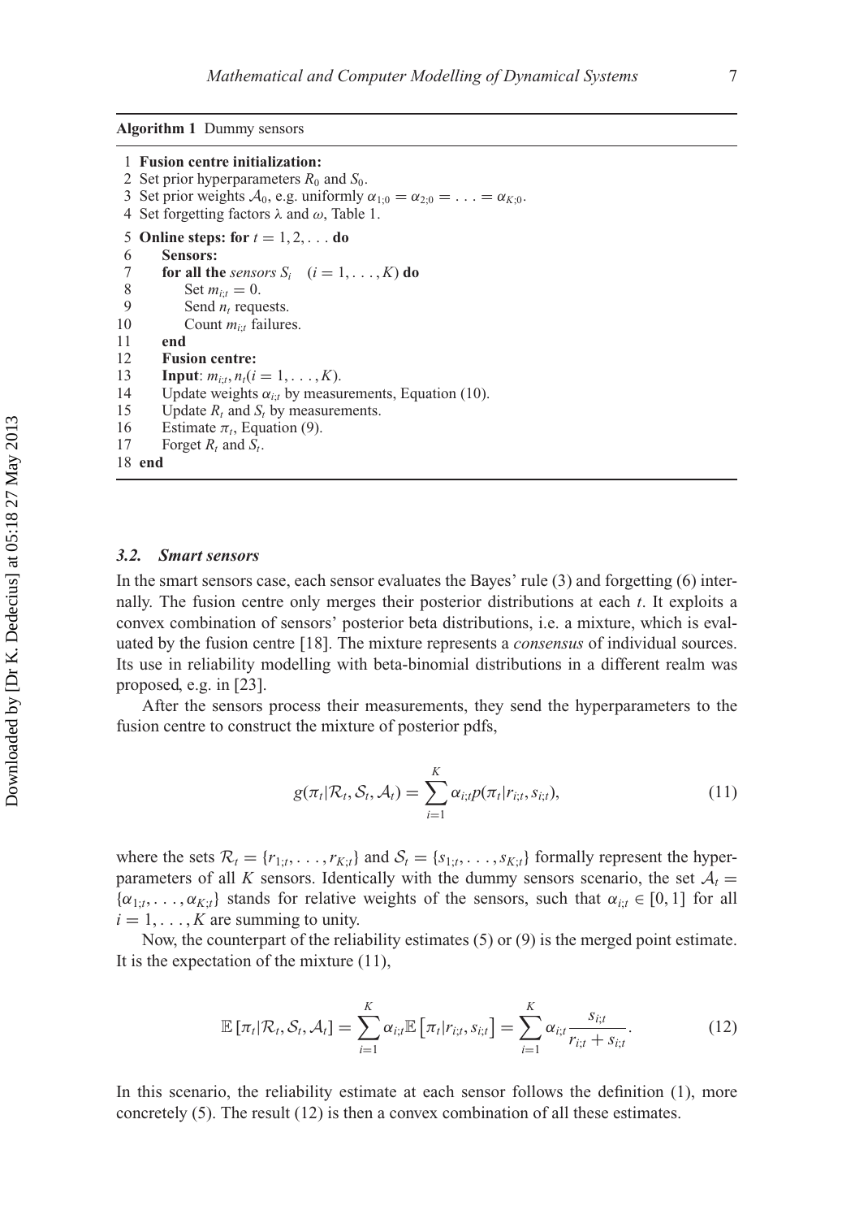**Algorithm 1** Dummy sensors

```
 1 Fusion centre initialization:
 2 Set prior hyperparameters R_0 and S_0.
 3 Set prior weights A_0, e.g. uniformly α_{1;0} = α_{2;0} = ... = α_{K;0}.
 4 Set forgetting factors λ and ω, Table 1.
 5 Online steps: for t = 1, 2, ... do
 6     Sensors:
 7     for all the sensors S_i   (i = 1, ..., K) do
 8         Set m_{i;t} = 0.
 9         Send n_t requests.
10         Count m_{i;t} failures.
11     end
12     Fusion centre:
13     Input: m_{i;t}, n_t (i = 1, ..., K).
14     Update weights α_{i;t} by measurements, Equation (10).
15     Update R_t and S_t by measurements.
16     Estimate π_t, Equation (9).
17     Forget R_t and S_t.
18 end
```

### *3.2. Smart sensors*

In the smart sensors case, each sensor evaluates the Bayes' rule (3) and forgetting (6) internally. The fusion centre only merges their posterior distributions at each $t$. It exploits a convex combination of sensors' posterior beta distributions, i.e. a mixture, which is evaluated by the fusion centre [18]. The mixture represents a *consensus* of individual sources. Its use in reliability modelling with beta-binomial distributions in a different realm was proposed, e.g. in [23].

After the sensors process their measurements, they send the hyperparameters to the fusion centre to construct the mixture of posterior pdfs,

$$g(\pi_t|\mathcal{R}_t, \mathcal{S}_t, \mathcal{A}_t) = \sum_{i=1}^{K} \alpha_{i;t} p(\pi_t|r_{i;t}, s_{i;t}), \tag{11}$$

where the sets $\mathcal{R}_t = \{r_{1;t}, \ldots, r_{K;t}\}$ and $\mathcal{S}_t = \{s_{1;t}, \ldots, s_{K;t}\}$ formally represent the hyperparameters of all $K$ sensors. Identically with the dummy sensors scenario, the set $\mathcal{A}_t = \{\alpha_{1;t}, \ldots, \alpha_{K;t}\}$ stands for relative weights of the sensors, such that $\alpha_{i;t} \in [0, 1]$ for all $i = 1, \ldots, K$ are summing to unity.

Now, the counterpart of the reliability estimates (5) or (9) is the merged point estimate. It is the expectation of the mixture (11),

$$\mathbb{E}\left[\pi_t|\mathcal{R}_t, \mathcal{S}_t, \mathcal{A}_t\right] = \sum_{i=1}^{K} \alpha_{i;t} \mathbb{E}\left[\pi_t|r_{i;t}, s_{i;t}\right] = \sum_{i=1}^{K} \alpha_{i;t} \frac{s_{i;t}}{r_{i;t} + s_{i;t}}. \tag{12}$$

In this scenario, the reliability estimate at each sensor follows the definition (1), more concretely (5). The result (12) is then a convex combination of all these estimates.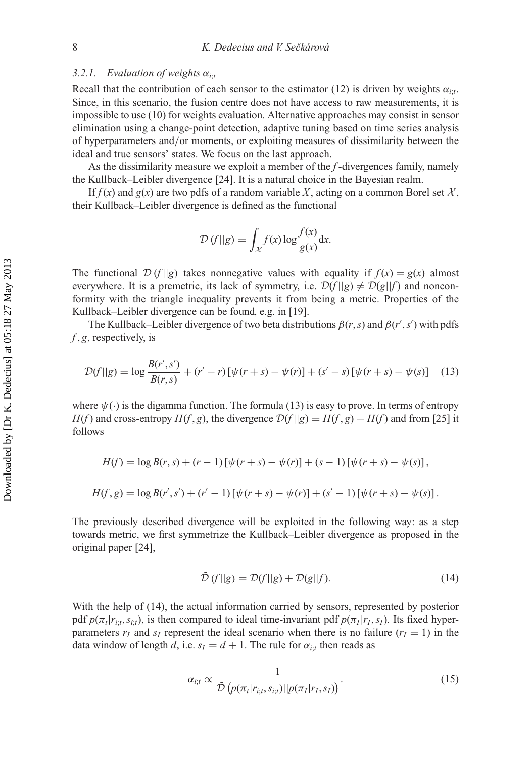### 3.2.1. Evaluation of weights $\alpha_{i;t}$

Recall that the contribution of each sensor to the estimator (12) is driven by weights $\alpha_{i;t}$. Since, in this scenario, the fusion centre does not have access to raw measurements, it is impossible to use (10) for weights evaluation. Alternative approaches may consist in sensor elimination using a change-point detection, adaptive tuning based on time series analysis of hyperparameters and/or moments, or exploiting measures of dissimilarity between the ideal and true sensors' states. We focus on the last approach.

As the dissimilarity measure we exploit a member of the $f$-divergences family, namely the Kullback–Leibler divergence [24]. It is a natural choice in the Bayesian realm.

If $f(x)$ and $g(x)$ are two pdfs of a random variable $X$, acting on a common Borel set $\mathcal{X}$, their Kullback–Leibler divergence is defined as the functional

$$\mathcal{D}\left(f||g\right) = \int_{\mathcal{X}} f(x) \log \frac{f(x)}{g(x)} \mathrm{d}x.$$

The functional $\mathcal{D}\left(f||g\right)$ takes nonnegative values with equality if $f(x) = g(x)$ almost everywhere. It is a premetric, its lack of symmetry, i.e. $\mathcal{D}(f||g) \neq \mathcal{D}(g||f)$ and nonconformity with the triangle inequality prevents it from being a metric. Properties of the Kullback–Leibler divergence can be found, e.g. in [19].

The Kullback–Leibler divergence of two beta distributions $\beta(r,s)$ and $\beta(r',s')$ with pdfs $f, g$, respectively, is

$$\mathcal{D}(f||g) = \log \frac{B(r',s')}{B(r,s)} + (r'-r)\left[\psi(r+s) - \psi(r)\right] + (s'-s)\left[\psi(r+s) - \psi(s)\right] \quad (13)$$

where $\psi(\cdot)$ is the digamma function. The formula (13) is easy to prove. In terms of entropy $H(f)$ and cross-entropy $H(f,g)$, the divergence $\mathcal{D}(f||g) = H(f,g) - H(f)$ and from [25] it follows

$$H(f) = \log B(r,s) + (r-1)\left[\psi(r+s) - \psi(r)\right] + (s-1)\left[\psi(r+s) - \psi(s)\right],$$

$$H(f,g) = \log B(r',s') + (r'-1)\left[\psi(r+s) - \psi(r)\right] + (s'-1)\left[\psi(r+s) - \psi(s)\right].$$

The previously described divergence will be exploited in the following way: as a step towards metric, we first symmetrize the Kullback–Leibler divergence as proposed in the original paper [24],

$$\tilde{\mathcal{D}}\left(f||g\right) = \mathcal{D}(f||g) + \mathcal{D}(g||f). \quad (14)$$

With the help of (14), the actual information carried by sensors, represented by posterior pdf $p(\pi_t|r_{i;t}, s_{i;t})$, is then compared to ideal time-invariant pdf $p(\pi_I|r_I, s_I)$. Its fixed hyperparameters $r_I$ and $s_I$ represent the ideal scenario when there is no failure ($r_I = 1$) in the data window of length $d$, i.e. $s_I = d+1$. The rule for $\alpha_{i;t}$ then reads as

$$\alpha_{i;t} \propto \frac{1}{\tilde{\mathcal{D}}\left(p(\pi_t|r_{i;t}, s_{i;t})||p(\pi_I|r_I, s_I)\right)}. \quad (15)$$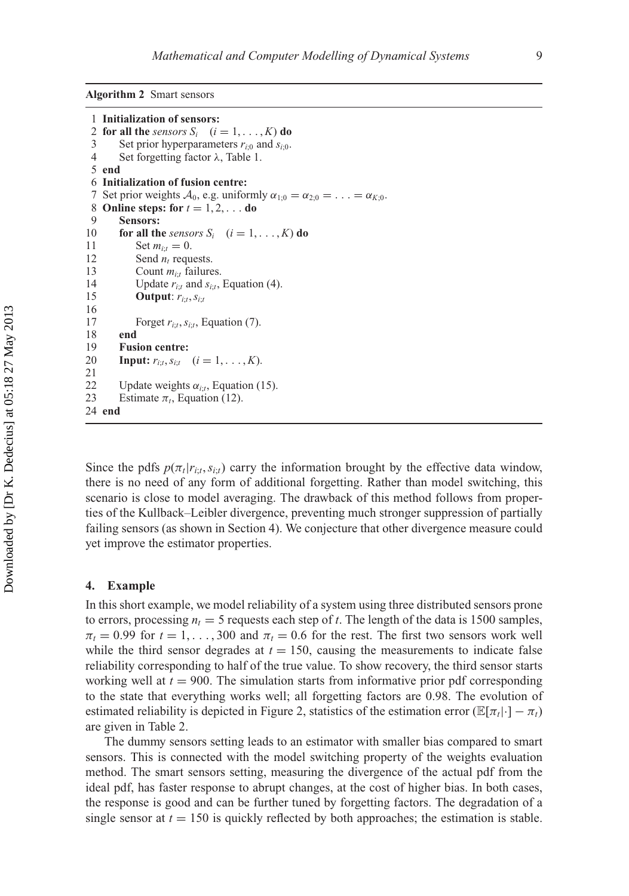**Algorithm 2** Smart sensors

```
 1 Initialization of sensors:
 2 for all the sensors S_i   (i = 1, ..., K) do
 3     Set prior hyperparameters r_{i;0} and s_{i;0}.
 4     Set forgetting factor λ, Table 1.
 5 end
 6 Initialization of fusion centre:
 7 Set prior weights A_0, e.g. uniformly α_{1;0} = α_{2;0} = ... = α_{K;0}.
 8 Online steps: for t = 1, 2, ... do
 9     Sensors:
10     for all the sensors S_i   (i = 1, ..., K) do
11         Set m_{i;t} = 0.
12         Send n_t requests.
13         Count m_{i;t} failures.
14         Update r_{i;t} and s_{i;t}, Equation (4).
15         Output: r_{i;t}, s_{i;t}
16
17         Forget r_{i;t}, s_{i;t}, Equation (7).
18     end
19     Fusion centre:
20     Input: r_{i;t}, s_{i;t}   (i = 1, ..., K).
21
22     Update weights α_{i;t}, Equation (15).
23     Estimate π_t, Equation (12).
24 end
```

Since the pdfs $p(\pi_t | r_{i;t}, s_{i;t})$ carry the information brought by the effective data window, there is no need of any form of additional forgetting. Rather than model switching, this scenario is close to model averaging. The drawback of this method follows from properties of the Kullback–Leibler divergence, preventing much stronger suppression of partially failing sensors (as shown in Section 4). We conjecture that other divergence measure could yet improve the estimator properties.

## 4. Example

In this short example, we model reliability of a system using three distributed sensors prone to errors, processing $n_t = 5$ requests each step of $t$. The length of the data is 1500 samples, $\pi_t = 0.99$ for $t = 1, \ldots, 300$ and $\pi_t = 0.6$ for the rest. The first two sensors work well while the third sensor degrades at $t = 150$, causing the measurements to indicate false reliability corresponding to half of the true value. To show recovery, the third sensor starts working well at $t = 900$. The simulation starts from informative prior pdf corresponding to the state that everything works well; all forgetting factors are 0.98. The evolution of estimated reliability is depicted in Figure 2, statistics of the estimation error ($\mathbb{E}[\pi_t | \cdot] - \pi_t$) are given in Table 2.

The dummy sensors setting leads to an estimator with smaller bias compared to smart sensors. This is connected with the model switching property of the weights evaluation method. The smart sensors setting, measuring the divergence of the actual pdf from the ideal pdf, has faster response to abrupt changes, at the cost of higher bias. In both cases, the response is good and can be further tuned by forgetting factors. The degradation of a single sensor at $t = 150$ is quickly reflected by both approaches; the estimation is stable.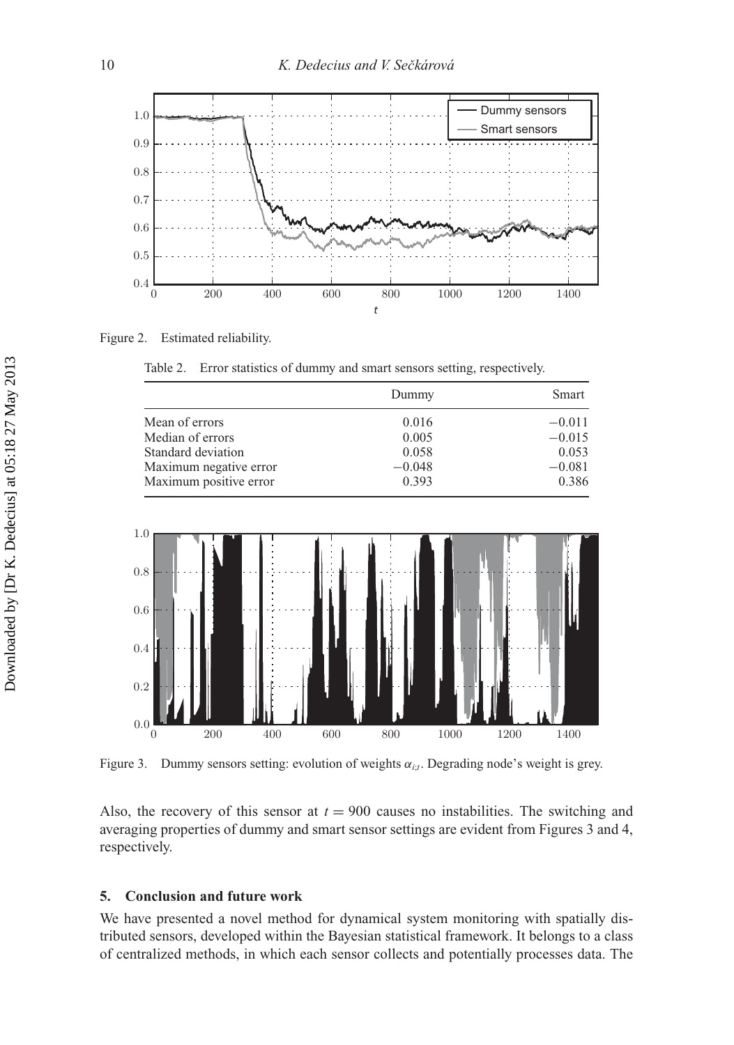Figure 2. Estimated reliability.

Table 2. Error statistics of dummy and smart sensors setting, respectively.

| | Dummy | Smart |
|---|---|---|
| Mean of errors | 0.016 | −0.011 |
| Median of errors | 0.005 | −0.015 |
| Standard deviation | 0.058 | 0.053 |
| Maximum negative error | −0.048 | −0.081 |
| Maximum positive error | 0.393 | 0.386 |

Figure 3. Dummy sensors setting: evolution of weights $\alpha_{i;t}$. Degrading node's weight is grey.

Also, the recovery of this sensor at $t = 900$ causes no instabilities. The switching and averaging properties of dummy and smart sensor settings are evident from Figures 3 and 4, respectively.

## 5. Conclusion and future work

We have presented a novel method for dynamical system monitoring with spatially distributed sensors, developed within the Bayesian statistical framework. It belongs to a class of centralized methods, in which each sensor collects and potentially processes data. The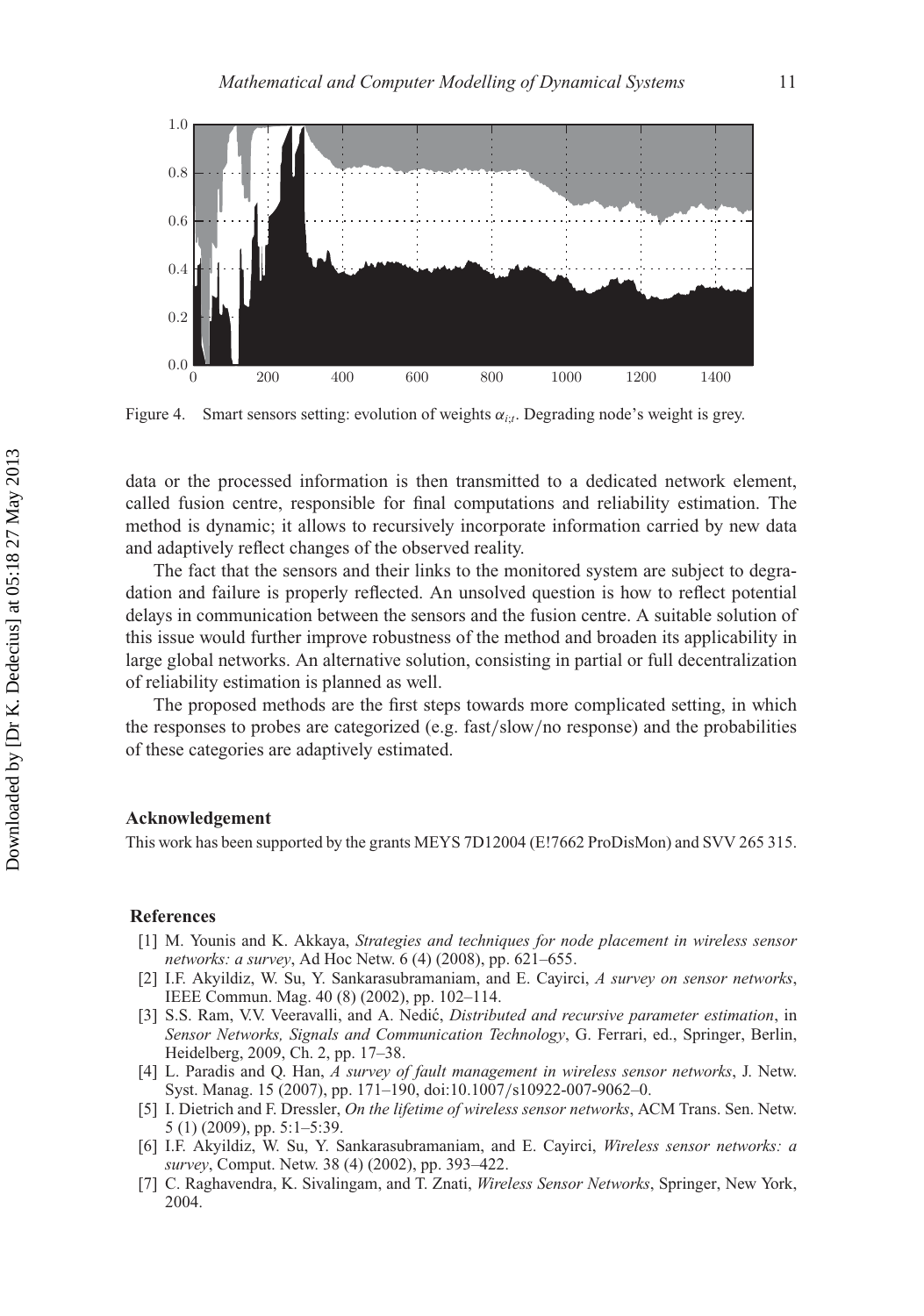Figure 4. Smart sensors setting: evolution of weights $\alpha_{i;t}$. Degrading node's weight is grey.

data or the processed information is then transmitted to a dedicated network element, called fusion centre, responsible for final computations and reliability estimation. The method is dynamic; it allows to recursively incorporate information carried by new data and adaptively reflect changes of the observed reality.

The fact that the sensors and their links to the monitored system are subject to degradation and failure is properly reflected. An unsolved question is how to reflect potential delays in communication between the sensors and the fusion centre. A suitable solution of this issue would further improve robustness of the method and broaden its applicability in large global networks. An alternative solution, consisting in partial or full decentralization of reliability estimation is planned as well.

The proposed methods are the first steps towards more complicated setting, in which the responses to probes are categorized (e.g. fast/slow/no response) and the probabilities of these categories are adaptively estimated.

## Acknowledgement

This work has been supported by the grants MEYS 7D12004 (E!7662 ProDisMon) and SVV 265 315.

## References

[1] M. Younis and K. Akkaya, *Strategies and techniques for node placement in wireless sensor networks: a survey*, Ad Hoc Netw. 6 (4) (2008), pp. 621–655.

[2] I.F. Akyildiz, W. Su, Y. Sankarasubramaniam, and E. Cayirci, *A survey on sensor networks*, IEEE Commun. Mag. 40 (8) (2002), pp. 102–114.

[3] S.S. Ram, V.V. Veeravalli, and A. Nedić, *Distributed and recursive parameter estimation*, in *Sensor Networks, Signals and Communication Technology*, G. Ferrari, ed., Springer, Berlin, Heidelberg, 2009, Ch. 2, pp. 17–38.

[4] L. Paradis and Q. Han, *A survey of fault management in wireless sensor networks*, J. Netw. Syst. Manag. 15 (2007), pp. 171–190, doi:10.1007/s10922-007-9062–0.

[5] I. Dietrich and F. Dressler, *On the lifetime of wireless sensor networks*, ACM Trans. Sen. Netw. 5 (1) (2009), pp. 5:1–5:39.

[6] I.F. Akyildiz, W. Su, Y. Sankarasubramaniam, and E. Cayirci, *Wireless sensor networks: a survey*, Comput. Netw. 38 (4) (2002), pp. 393–422.

[7] C. Raghavendra, K. Sivalingam, and T. Znati, *Wireless Sensor Networks*, Springer, New York, 2004.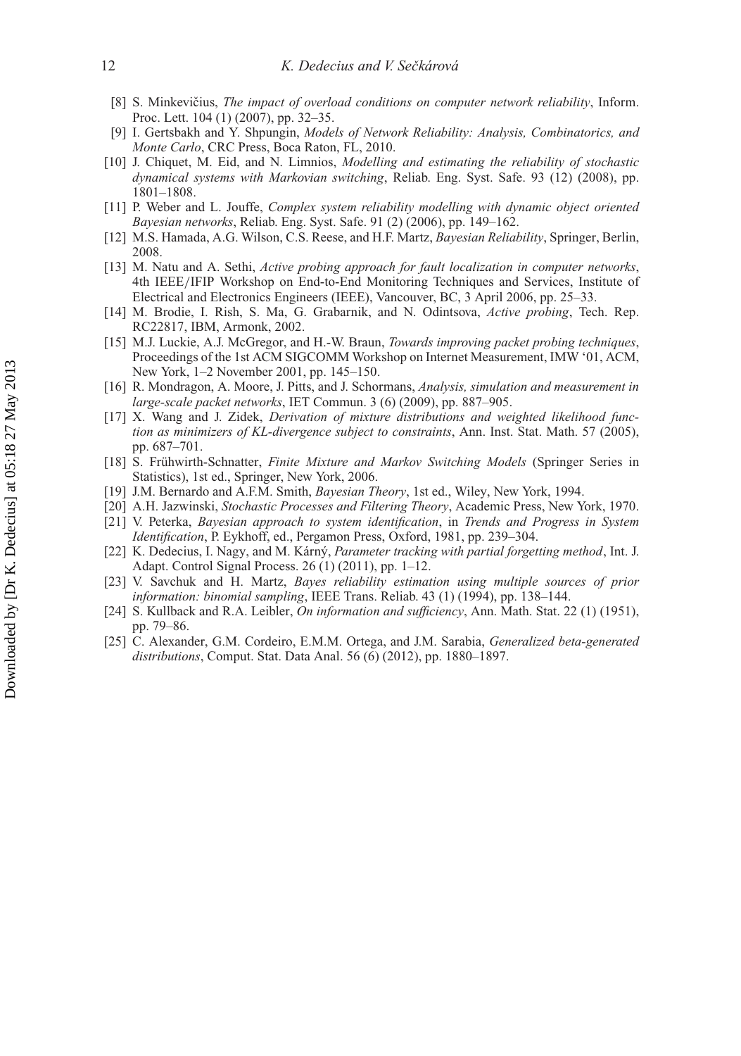[8] S. Minkevičius, *The impact of overload conditions on computer network reliability*, Inform. Proc. Lett. 104 (1) (2007), pp. 32–35.

[9] I. Gertsbakh and Y. Shpungin, *Models of Network Reliability: Analysis, Combinatorics, and Monte Carlo*, CRC Press, Boca Raton, FL, 2010.

[10] J. Chiquet, M. Eid, and N. Limnios, *Modelling and estimating the reliability of stochastic dynamical systems with Markovian switching*, Reliab. Eng. Syst. Safe. 93 (12) (2008), pp. 1801–1808.

[11] P. Weber and L. Jouffe, *Complex system reliability modelling with dynamic object oriented Bayesian networks*, Reliab. Eng. Syst. Safe. 91 (2) (2006), pp. 149–162.

[12] M.S. Hamada, A.G. Wilson, C.S. Reese, and H.F. Martz, *Bayesian Reliability*, Springer, Berlin, 2008.

[13] M. Natu and A. Sethi, *Active probing approach for fault localization in computer networks*, 4th IEEE/IFIP Workshop on End-to-End Monitoring Techniques and Services, Institute of Electrical and Electronics Engineers (IEEE), Vancouver, BC, 3 April 2006, pp. 25–33.

[14] M. Brodie, I. Rish, S. Ma, G. Grabarnik, and N. Odintsova, *Active probing*, Tech. Rep. RC22817, IBM, Armonk, 2002.

[15] M.J. Luckie, A.J. McGregor, and H.-W. Braun, *Towards improving packet probing techniques*, Proceedings of the 1st ACM SIGCOMM Workshop on Internet Measurement, IMW '01, ACM, New York, 1–2 November 2001, pp. 145–150.

[16] R. Mondragon, A. Moore, J. Pitts, and J. Schormans, *Analysis, simulation and measurement in large-scale packet networks*, IET Commun. 3 (6) (2009), pp. 887–905.

[17] X. Wang and J. Zidek, *Derivation of mixture distributions and weighted likelihood function as minimizers of KL-divergence subject to constraints*, Ann. Inst. Stat. Math. 57 (2005), pp. 687–701.

[18] S. Frühwirth-Schnatter, *Finite Mixture and Markov Switching Models* (Springer Series in Statistics), 1st ed., Springer, New York, 2006.

[19] J.M. Bernardo and A.F.M. Smith, *Bayesian Theory*, 1st ed., Wiley, New York, 1994.

[20] A.H. Jazwinski, *Stochastic Processes and Filtering Theory*, Academic Press, New York, 1970.

[21] V. Peterka, *Bayesian approach to system identification*, in *Trends and Progress in System Identification*, P. Eykhoff, ed., Pergamon Press, Oxford, 1981, pp. 239–304.

[22] K. Dedecius, I. Nagy, and M. Kárný, *Parameter tracking with partial forgetting method*, Int. J. Adapt. Control Signal Process. 26 (1) (2011), pp. 1–12.

[23] V. Savchuk and H. Martz, *Bayes reliability estimation using multiple sources of prior information: binomial sampling*, IEEE Trans. Reliab. 43 (1) (1994), pp. 138–144.

[24] S. Kullback and R.A. Leibler, *On information and sufficiency*, Ann. Math. Stat. 22 (1) (1951), pp. 79–86.

[25] C. Alexander, G.M. Cordeiro, E.M.M. Ortega, and J.M. Sarabia, *Generalized beta-generated distributions*, Comput. Stat. Data Anal. 56 (6) (2012), pp. 1880–1897.